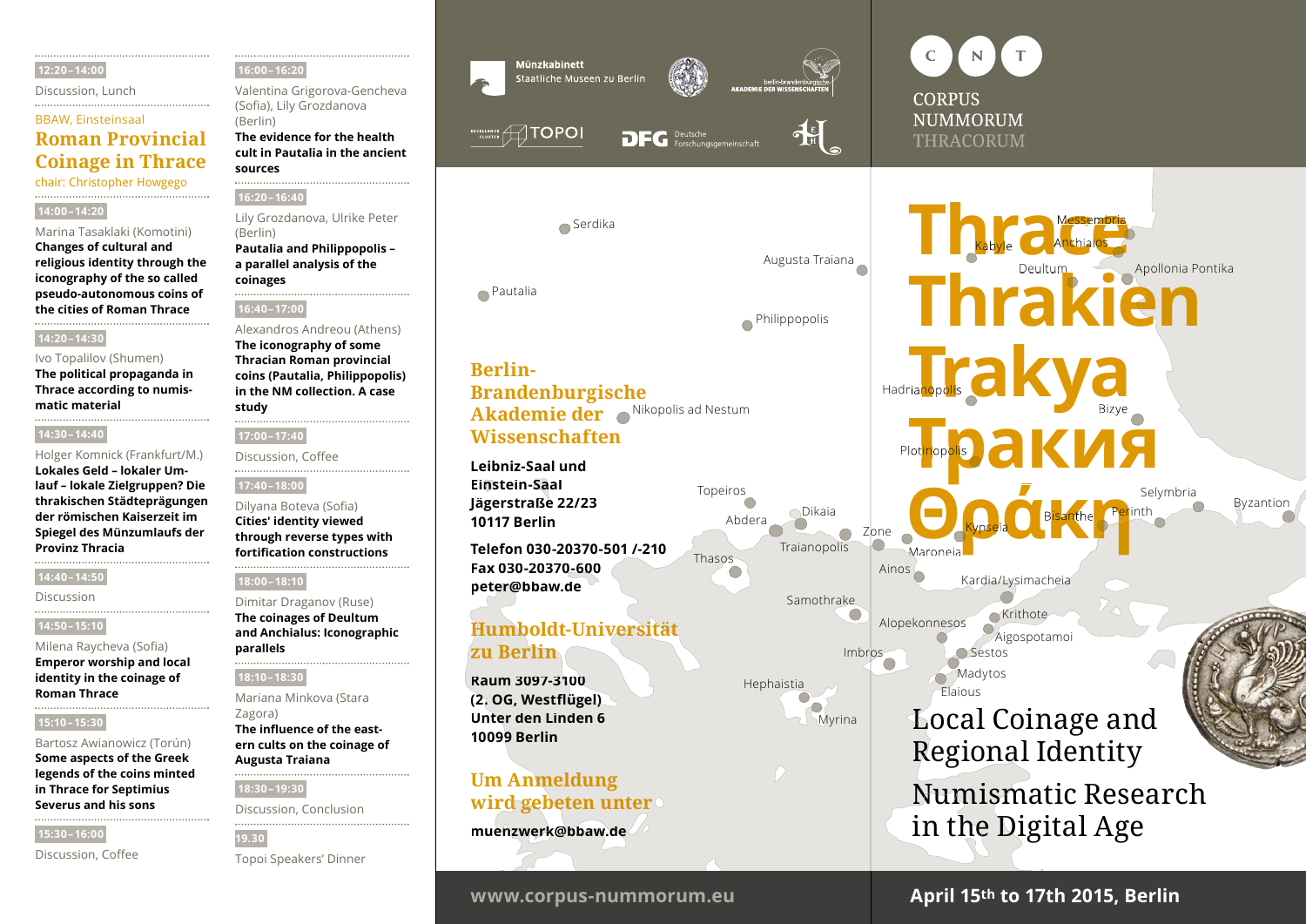12:20–14:00

Discussion, Lunch

BBAW, Einsteinsaal

## Roman Provincial Coinage in Thrace

chair: Christopher Howgego

14:00–14:20

Marina Tasaklaki (Komotini)
**Changes of cultural and religious identity through the iconography of the so called pseudo-autonomous coins of the cities of Roman Thrace**

14:20–14:30

Ivo Topalilov (Shumen)
**The political propaganda in Thrace according to numismatic material**

14:30–14:40

Holger Komnick (Frankfurt/M.)
**Lokales Geld – lokaler Umlauf – lokale Zielgruppen? Die thrakischen Städteprägungen der römischen Kaiserzeit im Spiegel des Münzumlaufs der Provinz Thracia**

14:40–14:50

Discussion

14:50–15:10

Milena Raycheva (Sofia)
**Emperor worship and local identity in the coinage of Roman Thrace**

15:10–15:30

Bartosz Awianowicz (Torún)
**Some aspects of the Greek legends of the coins minted in Thrace for Septimius Severus and his sons**

15:30–16:00

Discussion, Coffee

16:00–16:20

Valentina Grigorova-Gencheva (Sofia), Lily Grozdanova (Berlin)
**The evidence for the health cult in Pautalia in the ancient sources**

16:20–16:40

Lily Grozdanova, Ulrike Peter (Berlin)
**Pautalia and Philippopolis – a parallel analysis of the coinages**

16:40–17:00

Alexandros Andreou (Athens)
**The iconography of some Thracian Roman provincial coins (Pautalia, Philippopolis) in the NM collection. A case study**

17:00–17:40

Discussion, Coffee

17:40–18:00

Dilyana Boteva (Sofia)
**Cities' identity viewed through reverse types with fortification constructions**

18:00–18:10

Dimitar Draganov (Ruse)
**The coinages of Deultum and Anchialus: Iconographic parallels**

18:10–18:30

Mariana Minkova (Stara Zagora)
**The influence of the eastern cults on the coinage of Augusta Traiana**

18:30–19:30

Discussion, Conclusion

19.30

Topoi Speakers' Dinner

Münzkabinett
Staatliche Museen zu Berlin

berlin-brandenburgische AKADEMIE DER WISSENSCHAFTEN

TOPOI

DFG Deutsche Forschungsgemeinschaft

## Berlin-Brandenburgische Akademie der Wissenschaften

**Leibniz-Saal und Einstein-Saal**
**Jägerstraße 22/23**
**10117 Berlin**

**Telefon 030-20370-501 /-210**
**Fax 030-20370-600**
**peter@bbaw.de**

## Humboldt-Universität zu Berlin

**Raum 3097-3100**
**(2. OG, Westflügel)**
**Unter den Linden 6**
**10099 Berlin**

## Um Anmeldung wird gebeten unter

**muenzwerk@bbaw.de**

www.corpus-nummorum.eu

C N T

CORPUS NUMMORUM THRACORUM

# Thrace Thrakien Trakya Тракия Θράκη

## Local Coinage and Regional Identity

## Numismatic Research in the Digital Age

**April 15th to 17th 2015, Berlin**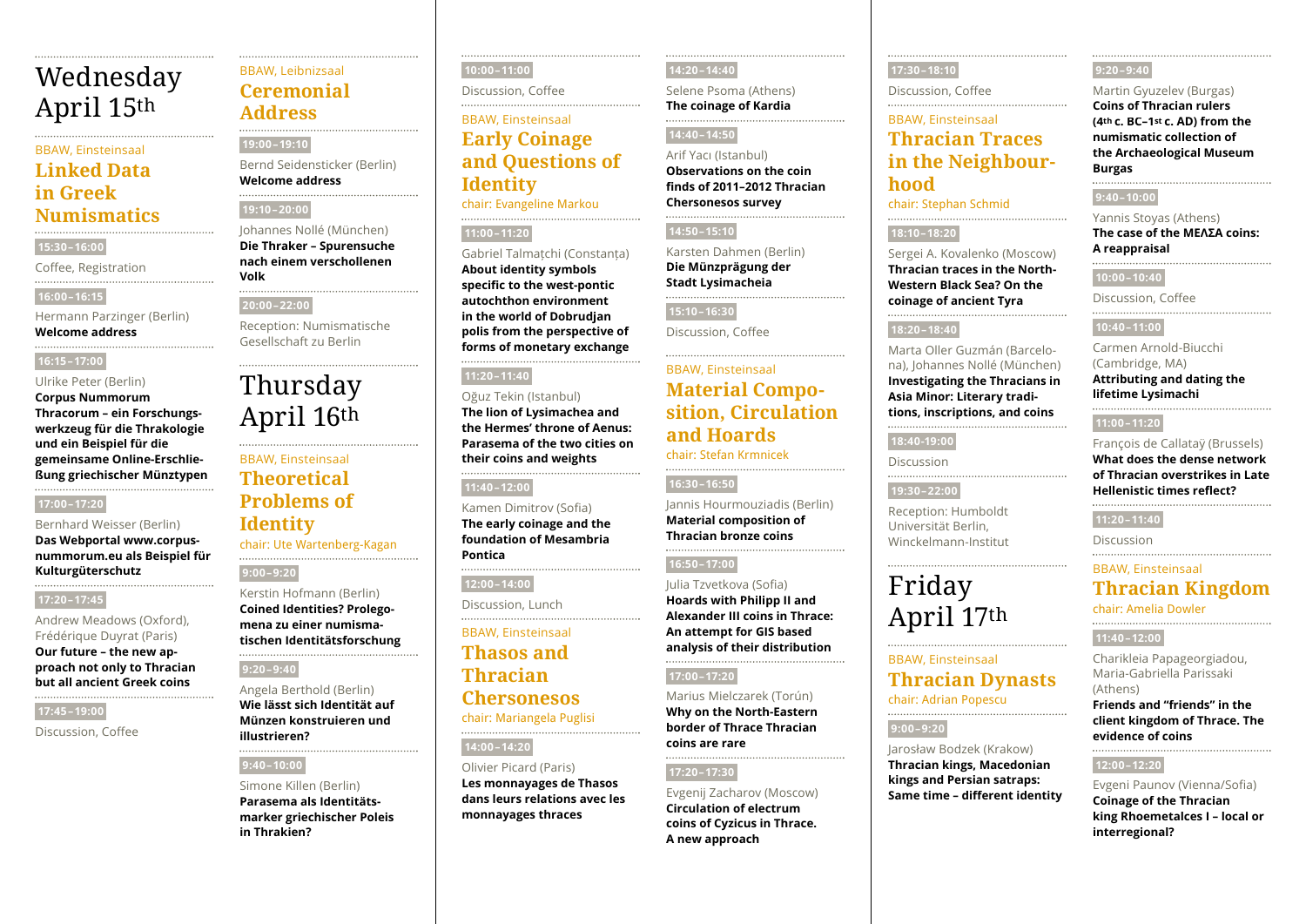# Wednesday April 15th

BBAW, Einsteinsaal

## Linked Data in Greek Numismatics

**15:30–16:00**

Coffee, Registration

**16:00–16:15**

Hermann Parzinger (Berlin)
**Welcome address**

**16:15–17:00**

Ulrike Peter (Berlin)
**Corpus Nummorum Thracorum – ein Forschungswerkzeug für die Thrakologie und ein Beispiel für die gemeinsame Online-Erschließung griechischer Münztypen**

**17:00–17:20**

Bernhard Weisser (Berlin)
**Das Webportal www.corpus-nummorum.eu als Beispiel für Kulturgüterschutz**

**17:20–17:45**

Andrew Meadows (Oxford), Frédérique Duyrat (Paris)
**Our future – the new approach not only to Thracian but all ancient Greek coins**

**17:45–19:00**

Discussion, Coffee

BBAW, Leibnizsaal

## Ceremonial Address

**19:00–19:10**

Bernd Seidensticker (Berlin)
**Welcome address**

**19:10–20:00**

Johannes Nollé (München)
**Die Thraker – Spurensuche nach einem verschollenen Volk**

**20:00–22:00**

Reception: Numismatische Gesellschaft zu Berlin

# Thursday April 16th

BBAW, Einsteinsaal

## Theoretical Problems of Identity

chair: Ute Wartenberg-Kagan

**9:00–9:20**

Kerstin Hofmann (Berlin)
**Coined Identities? Prolegomena zu einer numismatischen Identitätsforschung**

**9:20–9:40**

Angela Berthold (Berlin)
**Wie lässt sich Identität auf Münzen konstruieren und illustrieren?**

**9:40–10:00**

Simone Killen (Berlin)
**Parasema als Identitätsmarker griechischer Poleis in Thrakien?**

**10:00–11:00**

Discussion, Coffee

BBAW, Einsteinsaal

## Early Coinage and Questions of Identity

chair: Evangeline Markou

**11:00–11:20**

Gabriel Talmațchi (Constanța)
**About identity symbols specific to the west-pontic autochthon environment in the world of Dobrudjan polis from the perspective of forms of monetary exchange**

**11:20–11:40**

Oğuz Tekin (Istanbul)
**The lion of Lysimachea and the Hermes' throne of Aenus: Parasema of the two cities on their coins and weights**

**11:40–12:00**

Kamen Dimitrov (Sofia)
**The early coinage and the foundation of Mesambria Pontica**

**12:00–14:00**

Discussion, Lunch

BBAW, Einsteinsaal

## Thasos and Thracian Chersonesos

chair: Mariangela Puglisi

**14:00–14:20**

Olivier Picard (Paris)
**Les monnayages de Thasos dans leurs relations avec les monnayages thraces**

**14:20–14:40**

Selene Psoma (Athens)
**The coinage of Kardia**

**14:40–14:50**

Arif Yacı (Istanbul)
**Observations on the coin finds of 2011–2012 Thracian Chersonesos survey**

**14:50–15:10**

Karsten Dahmen (Berlin)
**Die Münzprägung der Stadt Lysimacheia**

**15:10–16:30**

Discussion, Coffee

BBAW, Einsteinsaal

## Material Composition, Circulation and Hoards

chair: Stefan Krmnicek

**16:30–16:50**

Jannis Hourmouziadis (Berlin)
**Material composition of Thracian bronze coins**

**16:50–17:00**

Julia Tzvetkova (Sofia)
**Hoards with Philipp II and Alexander III coins in Thrace: An attempt for GIS based analysis of their distribution**

**17:00–17:20**

Marius Mielczarek (Toruń)
**Why on the North-Eastern border of Thrace Thracian coins are rare**

**17:20–17:30**

Evgenij Zacharov (Moscow)
**Circulation of electrum coins of Cyzicus in Thrace. A new approach**

**17:30–18:10**

Discussion, Coffee

BBAW, Einsteinsaal

## Thracian Traces in the Neighbourhood

chair: Stephan Schmid

**18:10–18:20**

Sergei A. Kovalenko (Moscow)
**Thracian traces in the North-Western Black Sea? On the coinage of ancient Tyra**

**18:20–18:40**

Marta Oller Guzmán (Barcelona), Johannes Nollé (München)
**Investigating the Thracians in Asia Minor: Literary traditions, inscriptions, and coins**

**18:40–19:00**

Discussion

**19:30–22:00**

Reception: Humboldt Universität Berlin, Winckelmann-Institut

# Friday April 17th

BBAW, Einsteinsaal

## Thracian Dynasts

chair: Adrian Popescu

**9:00–9:20**

Jarosław Bodzek (Krakow)
**Thracian kings, Macedonian kings and Persian satraps: Same time – different identity**

**9:20–9:40**

Martin Gyuzelev (Burgas)
**Coins of Thracian rulers (4th c. BC–1st c. AD) from the numismatic collection of the Archaeological Museum Burgas**

**9:40–10:00**

Yannis Stoyas (Athens)
**The case of the ΜΕΛΣΑ coins: A reappraisal**

**10:00–10:40**

Discussion, Coffee

**10:40–11:00**

Carmen Arnold-Biucchi (Cambridge, MA)
**Attributing and dating the lifetime Lysimachi**

**11:00–11:20**

François de Callataÿ (Brussels)
**What does the dense network of Thracian overstrikes in Late Hellenistic times reflect?**

**11:20–11:40**

Discussion

BBAW, Einsteinsaal

## Thracian Kingdom

chair: Amelia Dowler

**11:40–12:00**

Charikleia Papageorgiadou, Maria-Gabriella Parissaki (Athens)
**Friends and "friends" in the client kingdom of Thrace. The evidence of coins**

**12:00–12:20**

Evgeni Paunov (Vienna/Sofia)
**Coinage of the Thracian king Rhoemetalces I – local or interregional?**